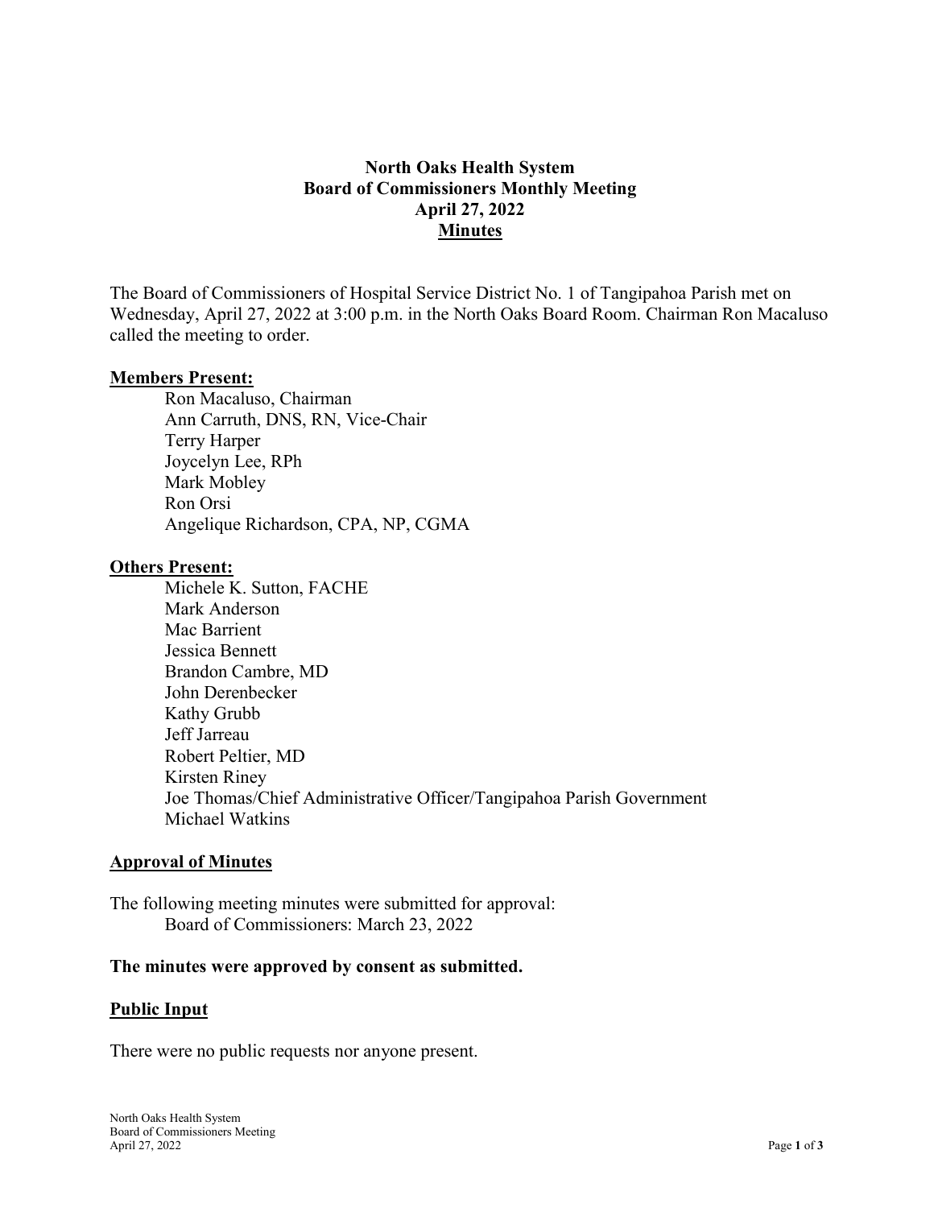# North Oaks Health System
## Board of Commissioners Monthly Meeting
## April 27, 2022
## Minutes

The Board of Commissioners of Hospital Service District No. 1 of Tangipahoa Parish met on Wednesday, April 27, 2022 at 3:00 p.m. in the North Oaks Board Room. Chairman Ron Macaluso called the meeting to order.

**Members Present:**

Ron Macaluso, Chairman
Ann Carruth, DNS, RN, Vice-Chair
Terry Harper
Joycelyn Lee, RPh
Mark Mobley
Ron Orsi
Angelique Richardson, CPA, NP, CGMA

**Others Present:**

Michele K. Sutton, FACHE
Mark Anderson
Mac Barrient
Jessica Bennett
Brandon Cambre, MD
John Derenbecker
Kathy Grubb
Jeff Jarreau
Robert Peltier, MD
Kirsten Riney
Joe Thomas/Chief Administrative Officer/Tangipahoa Parish Government
Michael Watkins

**Approval of Minutes**

The following meeting minutes were submitted for approval:
Board of Commissioners: March 23, 2022

**The minutes were approved by consent as submitted.**

**Public Input**

There were no public requests nor anyone present.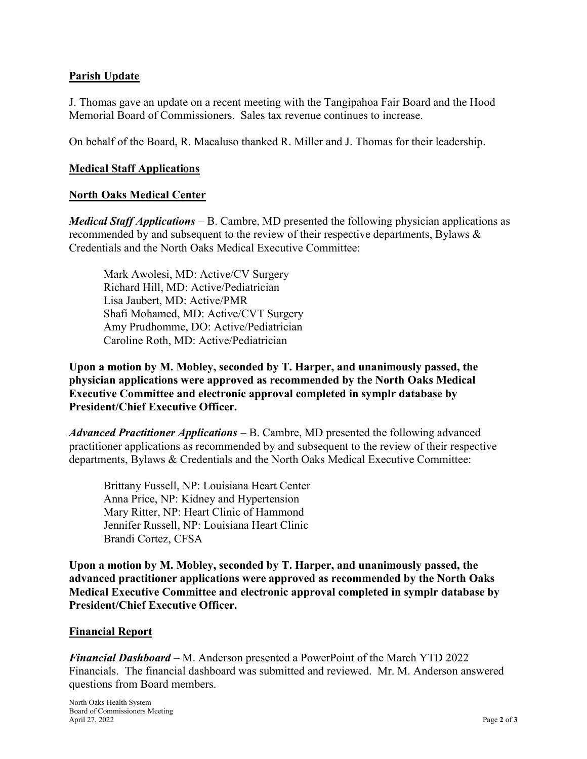## Parish Update

J. Thomas gave an update on a recent meeting with the Tangipahoa Fair Board and the Hood Memorial Board of Commissioners. Sales tax revenue continues to increase.

On behalf of the Board, R. Macaluso thanked R. Miller and J. Thomas for their leadership.

## Medical Staff Applications

## North Oaks Medical Center

***Medical Staff Applications*** – B. Cambre, MD presented the following physician applications as recommended by and subsequent to the review of their respective departments, Bylaws & Credentials and the North Oaks Medical Executive Committee:

Mark Awolesi, MD: Active/CV Surgery
Richard Hill, MD: Active/Pediatrician
Lisa Jaubert, MD: Active/PMR
Shafi Mohamed, MD: Active/CVT Surgery
Amy Prudhomme, DO: Active/Pediatrician
Caroline Roth, MD: Active/Pediatrician

**Upon a motion by M. Mobley, seconded by T. Harper, and unanimously passed, the physician applications were approved as recommended by the North Oaks Medical Executive Committee and electronic approval completed in symplr database by President/Chief Executive Officer.**

***Advanced Practitioner Applications*** – B. Cambre, MD presented the following advanced practitioner applications as recommended by and subsequent to the review of their respective departments, Bylaws & Credentials and the North Oaks Medical Executive Committee:

Brittany Fussell, NP: Louisiana Heart Center
Anna Price, NP: Kidney and Hypertension
Mary Ritter, NP: Heart Clinic of Hammond
Jennifer Russell, NP: Louisiana Heart Clinic
Brandi Cortez, CFSA

**Upon a motion by M. Mobley, seconded by T. Harper, and unanimously passed, the advanced practitioner applications were approved as recommended by the North Oaks Medical Executive Committee and electronic approval completed in symplr database by President/Chief Executive Officer.**

## Financial Report

***Financial Dashboard*** – M. Anderson presented a PowerPoint of the March YTD 2022 Financials. The financial dashboard was submitted and reviewed. Mr. M. Anderson answered questions from Board members.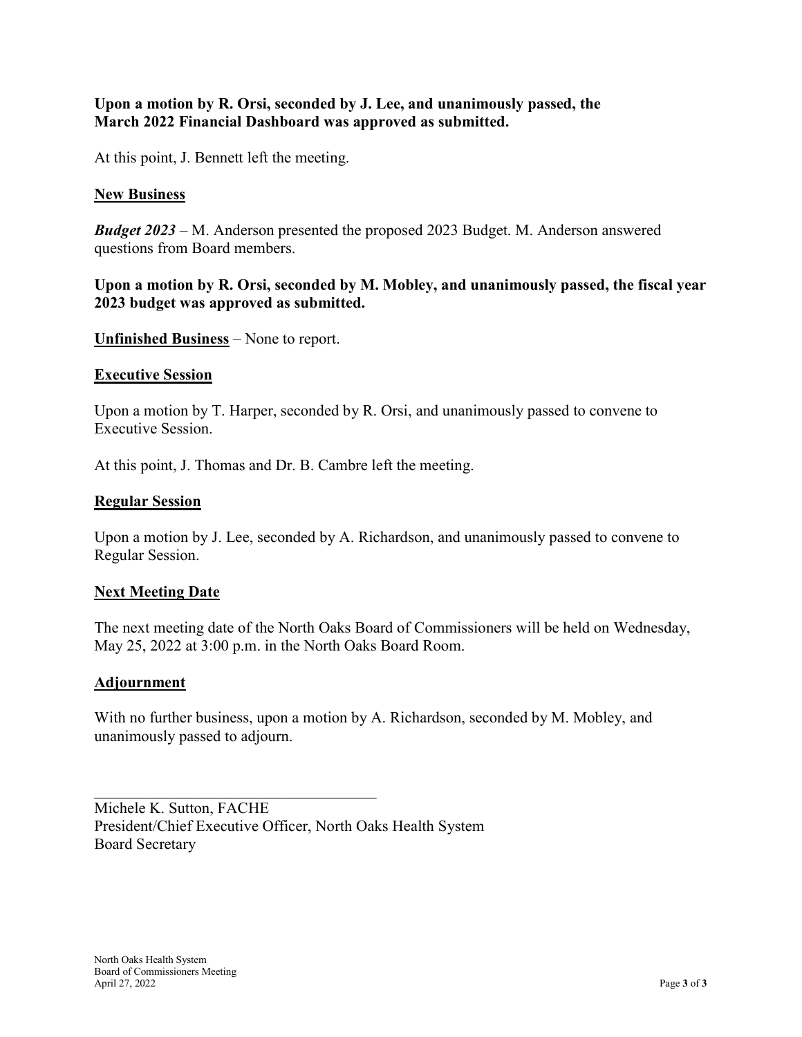**Upon a motion by R. Orsi, seconded by J. Lee, and unanimously passed, the March 2022 Financial Dashboard was approved as submitted.**

At this point, J. Bennett left the meeting.

## New Business

***Budget 2023*** – M. Anderson presented the proposed 2023 Budget. M. Anderson answered questions from Board members.

**Upon a motion by R. Orsi, seconded by M. Mobley, and unanimously passed, the fiscal year 2023 budget was approved as submitted.**

**Unfinished Business** – None to report.

## Executive Session

Upon a motion by T. Harper, seconded by R. Orsi, and unanimously passed to convene to Executive Session.

At this point, J. Thomas and Dr. B. Cambre left the meeting.

## Regular Session

Upon a motion by J. Lee, seconded by A. Richardson, and unanimously passed to convene to Regular Session.

## Next Meeting Date

The next meeting date of the North Oaks Board of Commissioners will be held on Wednesday, May 25, 2022 at 3:00 p.m. in the North Oaks Board Room.

## Adjournment

With no further business, upon a motion by A. Richardson, seconded by M. Mobley, and unanimously passed to adjourn.

\_\_\_\_\_\_\_\_\_\_\_\_\_\_\_\_\_\_\_\_\_\_\_\_\_\_\_\_\_\_\_\_\_\_\_\_\_\_

Michele K. Sutton, FACHE
President/Chief Executive Officer, North Oaks Health System
Board Secretary